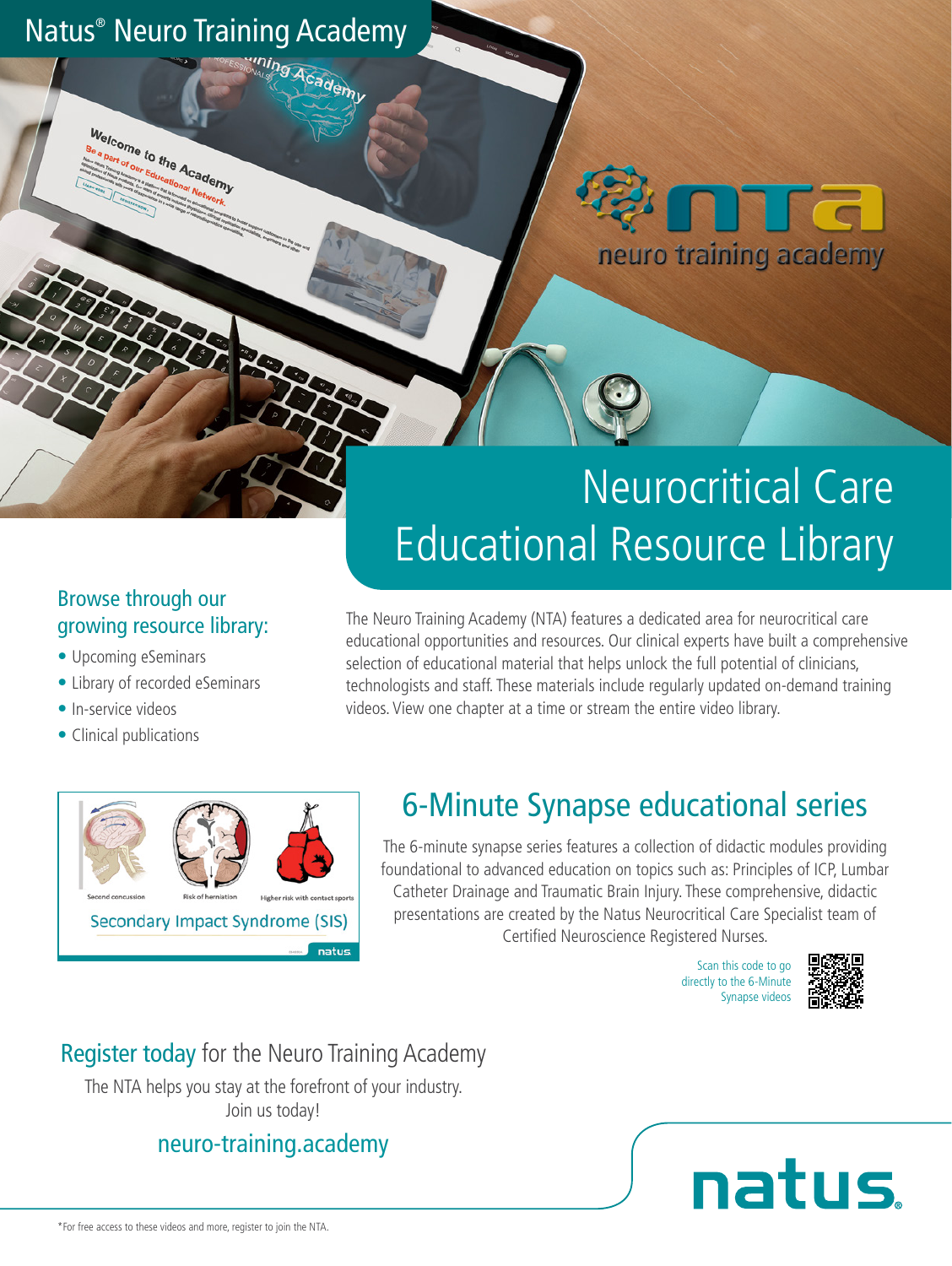# Natus® Neuro Training Academy

# Neurocritical Care Educational Resource Library

## Browse through our growing resource library:

- Upcoming eSeminars
- Library of recorded eSeminars
- In-service videos
- Clinical publications

The Neuro Training Academy (NTA) features a dedicated area for neurocritical care educational opportunities and resources. Our clinical experts have built a comprehensive selection of educational material that helps unlock the full potential of clinicians, technologists and staff. These materials include regularly updated on-demand training videos. View one chapter at a time or stream the entire video library.

## 6-Minute Synapse educational series

The 6-minute synapse series features a collection of didactic modules providing foundational to advanced education on topics such as: Principles of ICP, Lumbar Catheter Drainage and Traumatic Brain Injury. These comprehensive, didactic presentations are created by the Natus Neurocritical Care Specialist team of Certified Neuroscience Registered Nurses.

Scan this code to go directly to the 6-Minute Synapse videos

## Register today for the Neuro Training Academy

The NTA helps you stay at the forefront of your industry. Join us today!

neuro-training.academy

*For free access to these videos and more, register to join the NTA.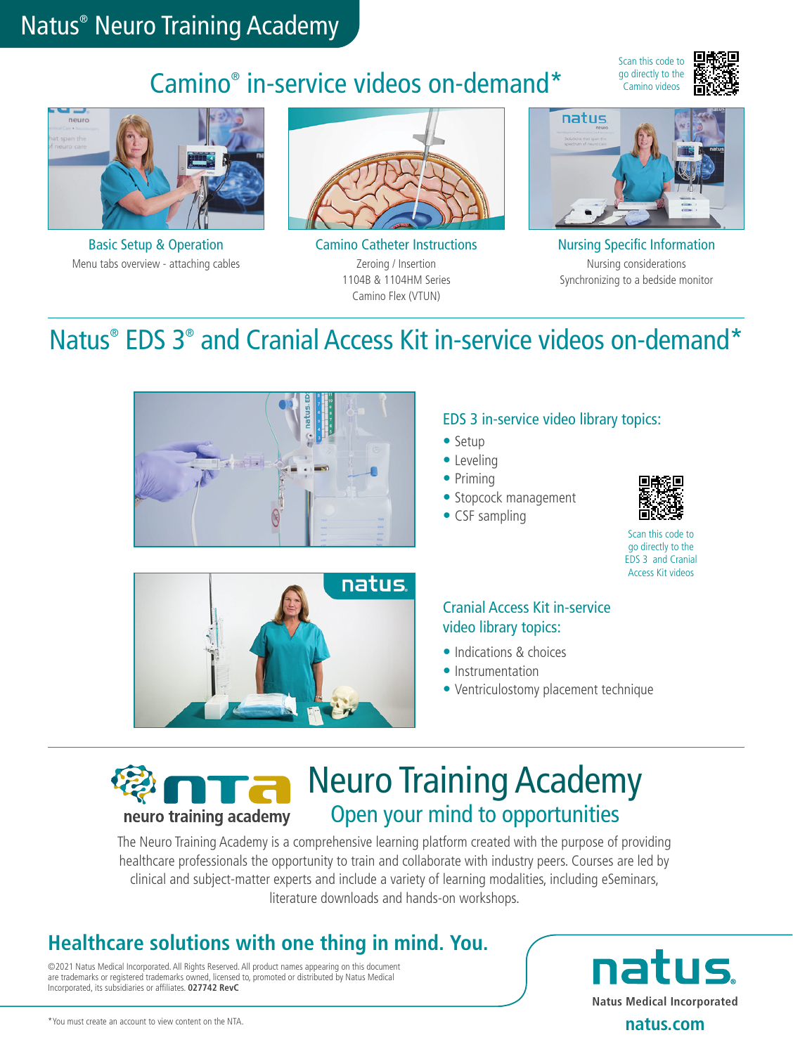# Natus® Neuro Training Academy

## Camino® in-service videos on-demand*

Scan this code to go directly to the Camino videos

### Basic Setup & Operation

Menu tabs overview - attaching cables

### Camino Catheter Instructions

Zeroing / Insertion
1104B & 1104HM Series
Camino Flex (VTUN)

### Nursing Specific Information

Nursing considerations
Synchronizing to a bedside monitor

## Natus® EDS 3® and Cranial Access Kit in-service videos on-demand*

### EDS 3 in-service video library topics:

- Setup
- Leveling
- Priming
- Stopcock management
- CSF sampling

Scan this code to go directly to the EDS 3 and Cranial Access Kit videos

### Cranial Access Kit in-service video library topics:

- Indications & choices
- Instrumentation
- Ventriculostomy placement technique

## Neuro Training Academy

neuro training academy

### Open your mind to opportunities

The Neuro Training Academy is a comprehensive learning platform created with the purpose of providing healthcare professionals the opportunity to train and collaborate with industry peers. Courses are led by clinical and subject-matter experts and include a variety of learning modalities, including eSeminars, literature downloads and hands-on workshops.

## Healthcare solutions with one thing in mind. You.

©2021 Natus Medical Incorporated. All Rights Reserved. All product names appearing on this document are trademarks or registered trademarks owned, licensed to, promoted or distributed by Natus Medical Incorporated, its subsidiaries or affiliates. **027742 RevC**

natus
Natus Medical Incorporated
natus.com

*You must create an account to view content on the NTA.